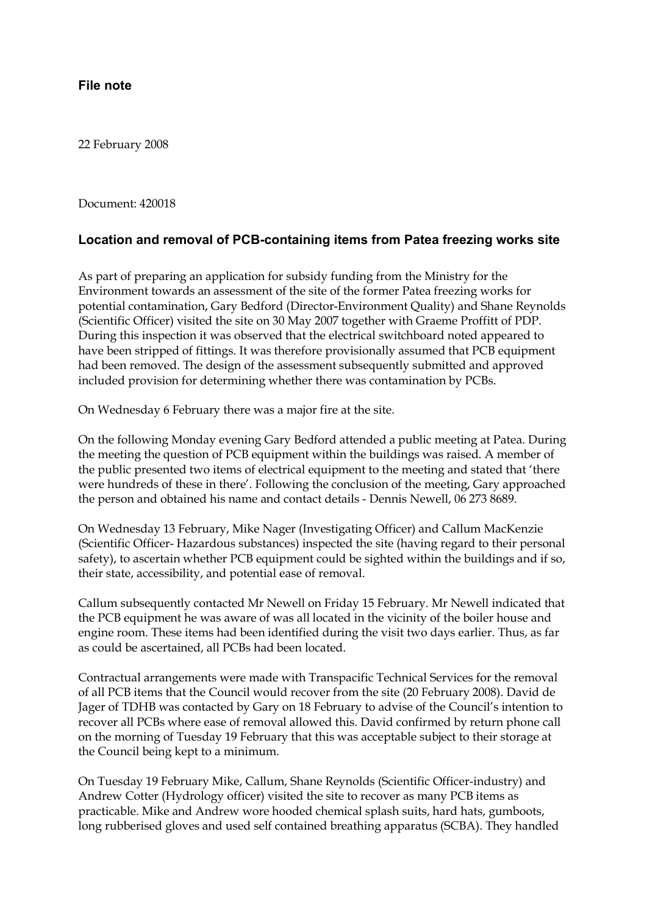**File note**

22 February 2008

Document: 420018

## Location and removal of PCB-containing items from Patea freezing works site

As part of preparing an application for subsidy funding from the Ministry for the Environment towards an assessment of the site of the former Patea freezing works for potential contamination, Gary Bedford (Director-Environment Quality) and Shane Reynolds (Scientific Officer) visited the site on 30 May 2007 together with Graeme Proffitt of PDP. During this inspection it was observed that the electrical switchboard noted appeared to have been stripped of fittings. It was therefore provisionally assumed that PCB equipment had been removed. The design of the assessment subsequently submitted and approved included provision for determining whether there was contamination by PCBs.

On Wednesday 6 February there was a major fire at the site.

On the following Monday evening Gary Bedford attended a public meeting at Patea. During the meeting the question of PCB equipment within the buildings was raised. A member of the public presented two items of electrical equipment to the meeting and stated that 'there were hundreds of these in there'. Following the conclusion of the meeting, Gary approached the person and obtained his name and contact details - Dennis Newell, 06 273 8689.

On Wednesday 13 February, Mike Nager (Investigating Officer) and Callum MacKenzie (Scientific Officer- Hazardous substances) inspected the site (having regard to their personal safety), to ascertain whether PCB equipment could be sighted within the buildings and if so, their state, accessibility, and potential ease of removal.

Callum subsequently contacted Mr Newell on Friday 15 February. Mr Newell indicated that the PCB equipment he was aware of was all located in the vicinity of the boiler house and engine room. These items had been identified during the visit two days earlier. Thus, as far as could be ascertained, all PCBs had been located.

Contractual arrangements were made with Transpacific Technical Services for the removal of all PCB items that the Council would recover from the site (20 February 2008). David de Jager of TDHB was contacted by Gary on 18 February to advise of the Council's intention to recover all PCBs where ease of removal allowed this. David confirmed by return phone call on the morning of Tuesday 19 February that this was acceptable subject to their storage at the Council being kept to a minimum.

On Tuesday 19 February Mike, Callum, Shane Reynolds (Scientific Officer-industry) and Andrew Cotter (Hydrology officer) visited the site to recover as many PCB items as practicable. Mike and Andrew wore hooded chemical splash suits, hard hats, gumboots, long rubberised gloves and used self contained breathing apparatus (SCBA). They handled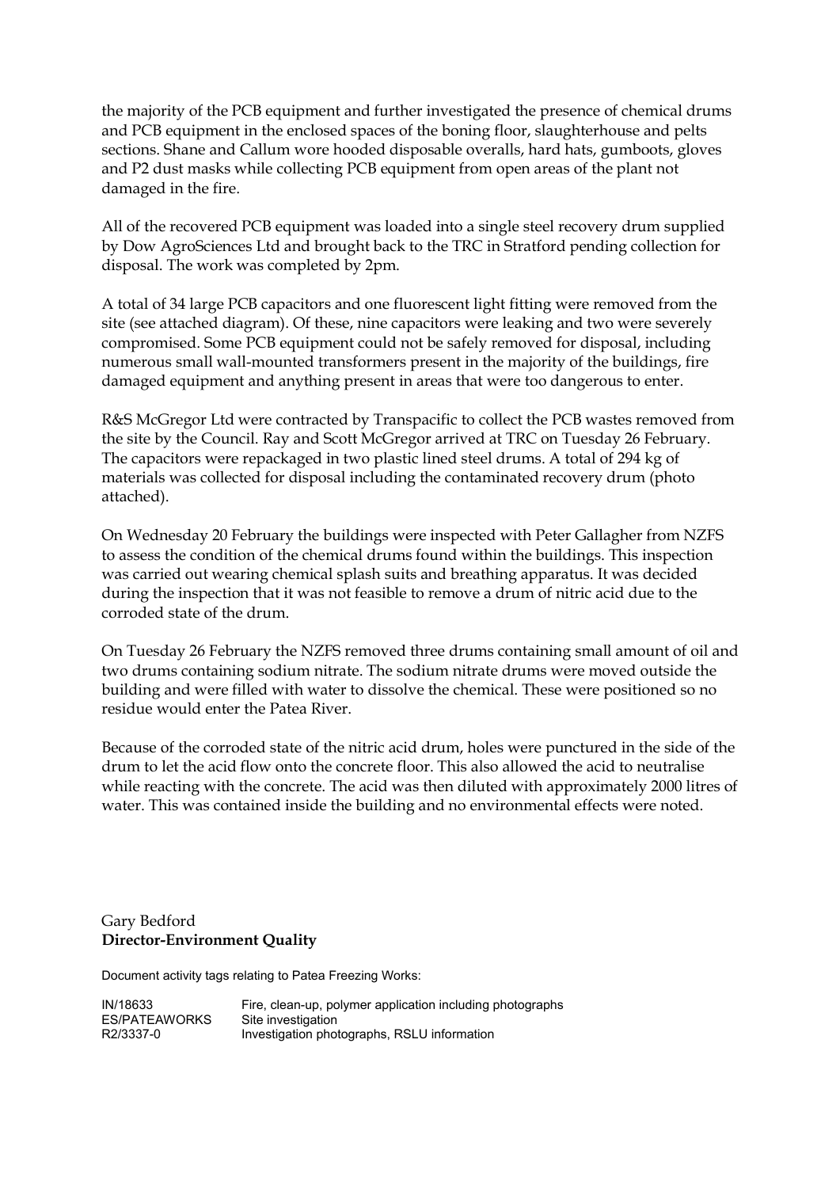the majority of the PCB equipment and further investigated the presence of chemical drums and PCB equipment in the enclosed spaces of the boning floor, slaughterhouse and pelts sections. Shane and Callum wore hooded disposable overalls, hard hats, gumboots, gloves and P2 dust masks while collecting PCB equipment from open areas of the plant not damaged in the fire.

All of the recovered PCB equipment was loaded into a single steel recovery drum supplied by Dow AgroSciences Ltd and brought back to the TRC in Stratford pending collection for disposal. The work was completed by 2pm.

A total of 34 large PCB capacitors and one fluorescent light fitting were removed from the site (see attached diagram). Of these, nine capacitors were leaking and two were severely compromised. Some PCB equipment could not be safely removed for disposal, including numerous small wall-mounted transformers present in the majority of the buildings, fire damaged equipment and anything present in areas that were too dangerous to enter.

R&S McGregor Ltd were contracted by Transpacific to collect the PCB wastes removed from the site by the Council. Ray and Scott McGregor arrived at TRC on Tuesday 26 February. The capacitors were repackaged in two plastic lined steel drums. A total of 294 kg of materials was collected for disposal including the contaminated recovery drum (photo attached).

On Wednesday 20 February the buildings were inspected with Peter Gallagher from NZFS to assess the condition of the chemical drums found within the buildings. This inspection was carried out wearing chemical splash suits and breathing apparatus. It was decided during the inspection that it was not feasible to remove a drum of nitric acid due to the corroded state of the drum.

On Tuesday 26 February the NZFS removed three drums containing small amount of oil and two drums containing sodium nitrate. The sodium nitrate drums were moved outside the building and were filled with water to dissolve the chemical. These were positioned so no residue would enter the Patea River.

Because of the corroded state of the nitric acid drum, holes were punctured in the side of the drum to let the acid flow onto the concrete floor. This also allowed the acid to neutralise while reacting with the concrete. The acid was then diluted with approximately 2000 litres of water. This was contained inside the building and no environmental effects were noted.

Gary Bedford
**Director-Environment Quality**

Document activity tags relating to Patea Freezing Works:

| | |
|---|---|
| IN/18633 | Fire, clean-up, polymer application including photographs |
| ES/PATEAWORKS | Site investigation |
| R2/3337-0 | Investigation photographs, RSLU information |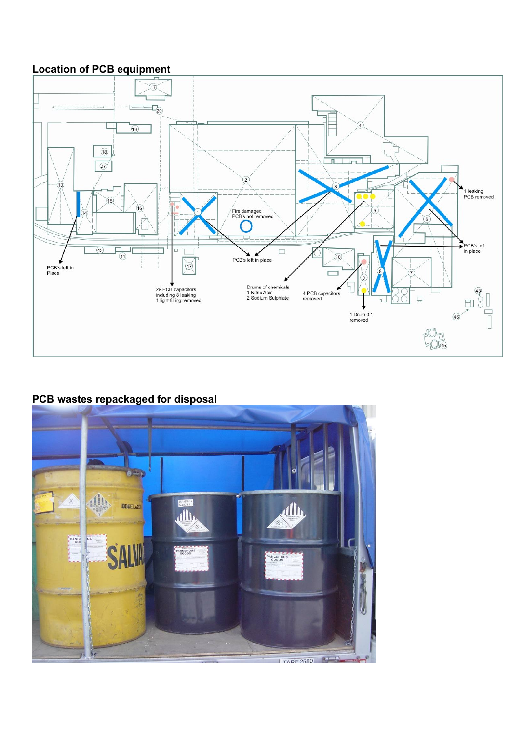## Location of PCB equipment

1 leaking PCB removed

Fire damaged PCB's not removed

PCB's left in place

PCB's left in Place

PCB's left in place

29 PCB capacitors including 8 leaking 1 light filling removed

Drums of chemicals 1 Nitric Acid 2 Sodium Sulphiate

4 PCB capacitors removed

1 Drum 0.1 removed

## PCB wastes repackaged for disposal